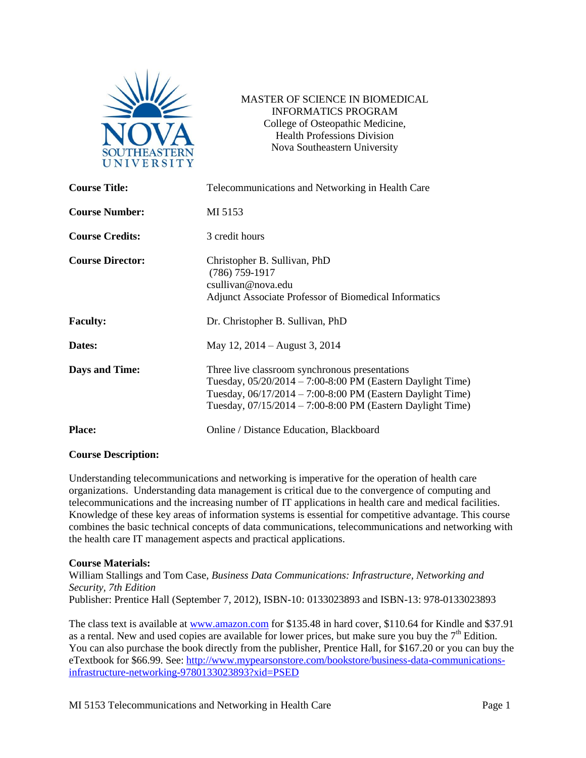MASTER OF SCIENCE IN BIOMEDICAL INFORMATICS PROGRAM
College of Osteopathic Medicine,
Health Professions Division
Nova Southeastern University

| | |
|---|---|
| **Course Title:** | Telecommunications and Networking in Health Care |
| **Course Number:** | MI 5153 |
| **Course Credits:** | 3 credit hours |
| **Course Director:** | Christopher B. Sullivan, PhD<br>(786) 759-1917<br>csullivan@nova.edu<br>Adjunct Associate Professor of Biomedical Informatics |
| **Faculty:** | Dr. Christopher B. Sullivan, PhD |
| **Dates:** | May 12, 2014 – August 3, 2014 |
| **Days and Time:** | Three live classroom synchronous presentations<br>Tuesday, 05/20/2014 – 7:00-8:00 PM (Eastern Daylight Time)<br>Tuesday, 06/17/2014 – 7:00-8:00 PM (Eastern Daylight Time)<br>Tuesday, 07/15/2014 – 7:00-8:00 PM (Eastern Daylight Time) |
| **Place:** | Online / Distance Education, Blackboard |

**Course Description:**

Understanding telecommunications and networking is imperative for the operation of health care organizations. Understanding data management is critical due to the convergence of computing and telecommunications and the increasing number of IT applications in health care and medical facilities. Knowledge of these key areas of information systems is essential for competitive advantage. This course combines the basic technical concepts of data communications, telecommunications and networking with the health care IT management aspects and practical applications.

**Course Materials:**
William Stallings and Tom Case, *Business Data Communications: Infrastructure, Networking and Security, 7th Edition*
Publisher: Prentice Hall (September 7, 2012), ISBN-10: 0133023893 and ISBN-13: 978-0133023893

The class text is available at www.amazon.com for $135.48 in hard cover, $110.64 for Kindle and $37.91 as a rental. New and used copies are available for lower prices, but make sure you buy the 7th Edition. You can also purchase the book directly from the publisher, Prentice Hall, for $167.20 or you can buy the eTextbook for $66.99. See: http://www.mypearsonstore.com/bookstore/business-data-communications-infrastructure-networking-9780133023893?xid=PSED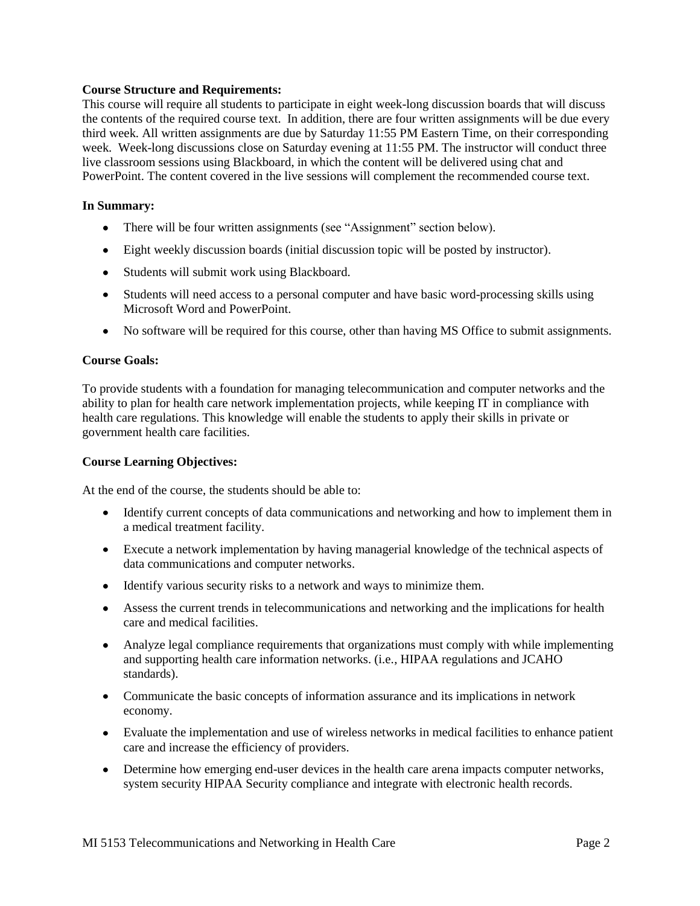**Course Structure and Requirements:**

This course will require all students to participate in eight week-long discussion boards that will discuss the contents of the required course text. In addition, there are four written assignments will be due every third week. All written assignments are due by Saturday 11:55 PM Eastern Time, on their corresponding week. Week-long discussions close on Saturday evening at 11:55 PM. The instructor will conduct three live classroom sessions using Blackboard, in which the content will be delivered using chat and PowerPoint. The content covered in the live sessions will complement the recommended course text.

**In Summary:**

- There will be four written assignments (see "Assignment" section below).
- Eight weekly discussion boards (initial discussion topic will be posted by instructor).
- Students will submit work using Blackboard.
- Students will need access to a personal computer and have basic word-processing skills using Microsoft Word and PowerPoint.
- No software will be required for this course, other than having MS Office to submit assignments.

**Course Goals:**

To provide students with a foundation for managing telecommunication and computer networks and the ability to plan for health care network implementation projects, while keeping IT in compliance with health care regulations. This knowledge will enable the students to apply their skills in private or government health care facilities.

**Course Learning Objectives:**

At the end of the course, the students should be able to:

- Identify current concepts of data communications and networking and how to implement them in a medical treatment facility.
- Execute a network implementation by having managerial knowledge of the technical aspects of data communications and computer networks.
- Identify various security risks to a network and ways to minimize them.
- Assess the current trends in telecommunications and networking and the implications for health care and medical facilities.
- Analyze legal compliance requirements that organizations must comply with while implementing and supporting health care information networks. (i.e., HIPAA regulations and JCAHO standards).
- Communicate the basic concepts of information assurance and its implications in network economy.
- Evaluate the implementation and use of wireless networks in medical facilities to enhance patient care and increase the efficiency of providers.
- Determine how emerging end-user devices in the health care arena impacts computer networks, system security HIPAA Security compliance and integrate with electronic health records.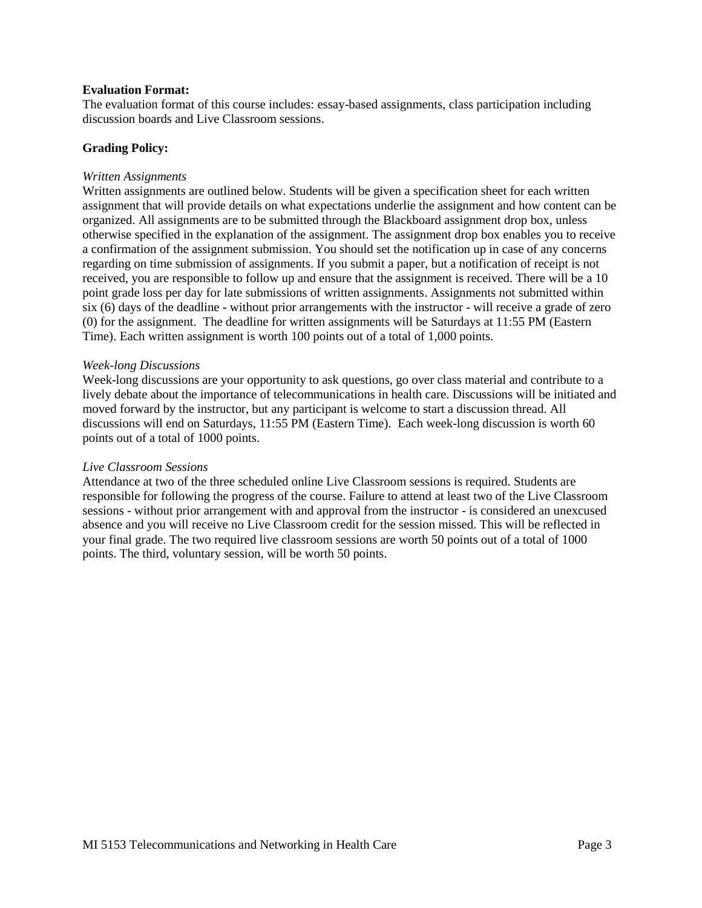**Evaluation Format:**
The evaluation format of this course includes: essay-based assignments, class participation including discussion boards and Live Classroom sessions.

**Grading Policy:**

*Written Assignments*
Written assignments are outlined below. Students will be given a specification sheet for each written assignment that will provide details on what expectations underlie the assignment and how content can be organized. All assignments are to be submitted through the Blackboard assignment drop box, unless otherwise specified in the explanation of the assignment. The assignment drop box enables you to receive a confirmation of the assignment submission. You should set the notification up in case of any concerns regarding on time submission of assignments. If you submit a paper, but a notification of receipt is not received, you are responsible to follow up and ensure that the assignment is received. There will be a 10 point grade loss per day for late submissions of written assignments. Assignments not submitted within six (6) days of the deadline - without prior arrangements with the instructor - will receive a grade of zero (0) for the assignment. The deadline for written assignments will be Saturdays at 11:55 PM (Eastern Time). Each written assignment is worth 100 points out of a total of 1,000 points.

*Week-long Discussions*
Week-long discussions are your opportunity to ask questions, go over class material and contribute to a lively debate about the importance of telecommunications in health care. Discussions will be initiated and moved forward by the instructor, but any participant is welcome to start a discussion thread. All discussions will end on Saturdays, 11:55 PM (Eastern Time). Each week-long discussion is worth 60 points out of a total of 1000 points.

*Live Classroom Sessions*
Attendance at two of the three scheduled online Live Classroom sessions is required. Students are responsible for following the progress of the course. Failure to attend at least two of the Live Classroom sessions - without prior arrangement with and approval from the instructor - is considered an unexcused absence and you will receive no Live Classroom credit for the session missed. This will be reflected in your final grade. The two required live classroom sessions are worth 50 points out of a total of 1000 points. The third, voluntary session, will be worth 50 points.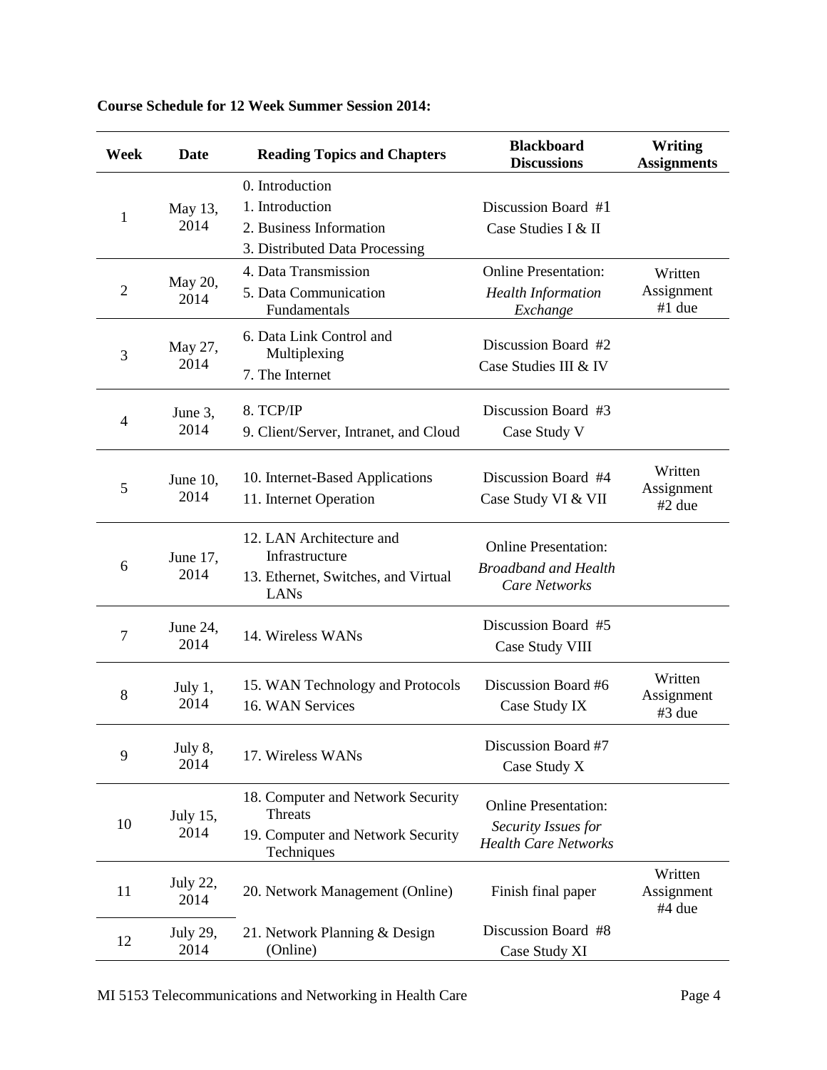**Course Schedule for 12 Week Summer Session 2014:**

| Week | Date | Reading Topics and Chapters | Blackboard Discussions | Writing Assignments |
|---|---|---|---|---|
| 1 | May 13, 2014 | 0. Introduction<br>1. Introduction<br>2. Business Information<br>3. Distributed Data Processing | Discussion Board #1<br>Case Studies I & II | |
| 2 | May 20, 2014 | 4. Data Transmission<br>5. Data Communication Fundamentals | Online Presentation: *Health Information Exchange* | Written Assignment #1 due |
| 3 | May 27, 2014 | 6. Data Link Control and Multiplexing<br>7. The Internet | Discussion Board #2<br>Case Studies III & IV | |
| 4 | June 3, 2014 | 8. TCP/IP<br>9. Client/Server, Intranet, and Cloud | Discussion Board #3<br>Case Study V | |
| 5 | June 10, 2014 | 10. Internet-Based Applications<br>11. Internet Operation | Discussion Board #4<br>Case Study VI & VII | Written Assignment #2 due |
| 6 | June 17, 2014 | 12. LAN Architecture and Infrastructure<br>13. Ethernet, Switches, and Virtual LANs | Online Presentation: *Broadband and Health Care Networks* | |
| 7 | June 24, 2014 | 14. Wireless WANs | Discussion Board #5<br>Case Study VIII | |
| 8 | July 1, 2014 | 15. WAN Technology and Protocols<br>16. WAN Services | Discussion Board #6<br>Case Study IX | Written Assignment #3 due |
| 9 | July 8, 2014 | 17. Wireless WANs | Discussion Board #7<br>Case Study X | |
| 10 | July 15, 2014 | 18. Computer and Network Security Threats<br>19. Computer and Network Security Techniques | Online Presentation: *Security Issues for Health Care Networks* | |
| 11 | July 22, 2014 | 20. Network Management (Online) | Finish final paper | Written Assignment #4 due |
| 12 | July 29, 2014 | 21. Network Planning & Design (Online) | Discussion Board #8<br>Case Study XI | |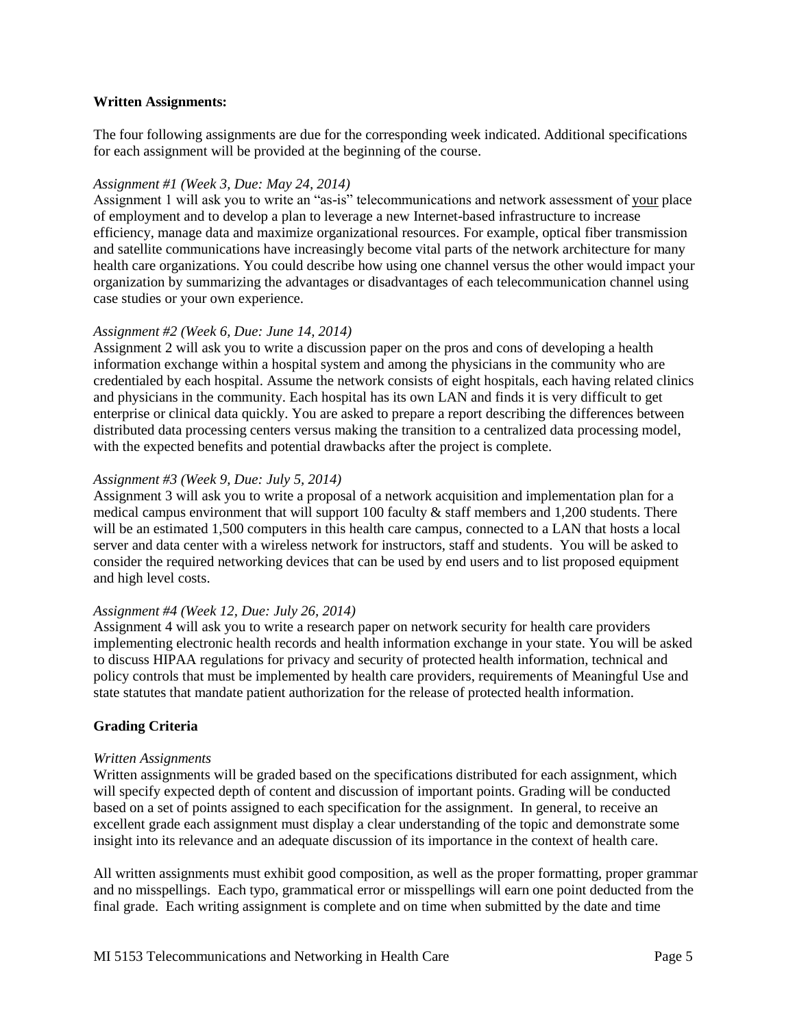**Written Assignments:**

The four following assignments are due for the corresponding week indicated. Additional specifications for each assignment will be provided at the beginning of the course.

*Assignment #1 (Week 3, Due: May 24, 2014)*

Assignment 1 will ask you to write an "as-is" telecommunications and network assessment of your place of employment and to develop a plan to leverage a new Internet-based infrastructure to increase efficiency, manage data and maximize organizational resources. For example, optical fiber transmission and satellite communications have increasingly become vital parts of the network architecture for many health care organizations. You could describe how using one channel versus the other would impact your organization by summarizing the advantages or disadvantages of each telecommunication channel using case studies or your own experience.

*Assignment #2 (Week 6, Due: June 14, 2014)*

Assignment 2 will ask you to write a discussion paper on the pros and cons of developing a health information exchange within a hospital system and among the physicians in the community who are credentialed by each hospital. Assume the network consists of eight hospitals, each having related clinics and physicians in the community. Each hospital has its own LAN and finds it is very difficult to get enterprise or clinical data quickly. You are asked to prepare a report describing the differences between distributed data processing centers versus making the transition to a centralized data processing model, with the expected benefits and potential drawbacks after the project is complete.

*Assignment #3 (Week 9, Due: July 5, 2014)*

Assignment 3 will ask you to write a proposal of a network acquisition and implementation plan for a medical campus environment that will support 100 faculty & staff members and 1,200 students. There will be an estimated 1,500 computers in this health care campus, connected to a LAN that hosts a local server and data center with a wireless network for instructors, staff and students. You will be asked to consider the required networking devices that can be used by end users and to list proposed equipment and high level costs.

*Assignment #4 (Week 12, Due: July 26, 2014)*

Assignment 4 will ask you to write a research paper on network security for health care providers implementing electronic health records and health information exchange in your state. You will be asked to discuss HIPAA regulations for privacy and security of protected health information, technical and policy controls that must be implemented by health care providers, requirements of Meaningful Use and state statutes that mandate patient authorization for the release of protected health information.

**Grading Criteria**

*Written Assignments*

Written assignments will be graded based on the specifications distributed for each assignment, which will specify expected depth of content and discussion of important points. Grading will be conducted based on a set of points assigned to each specification for the assignment. In general, to receive an excellent grade each assignment must display a clear understanding of the topic and demonstrate some insight into its relevance and an adequate discussion of its importance in the context of health care.

All written assignments must exhibit good composition, as well as the proper formatting, proper grammar and no misspellings. Each typo, grammatical error or misspellings will earn one point deducted from the final grade. Each writing assignment is complete and on time when submitted by the date and time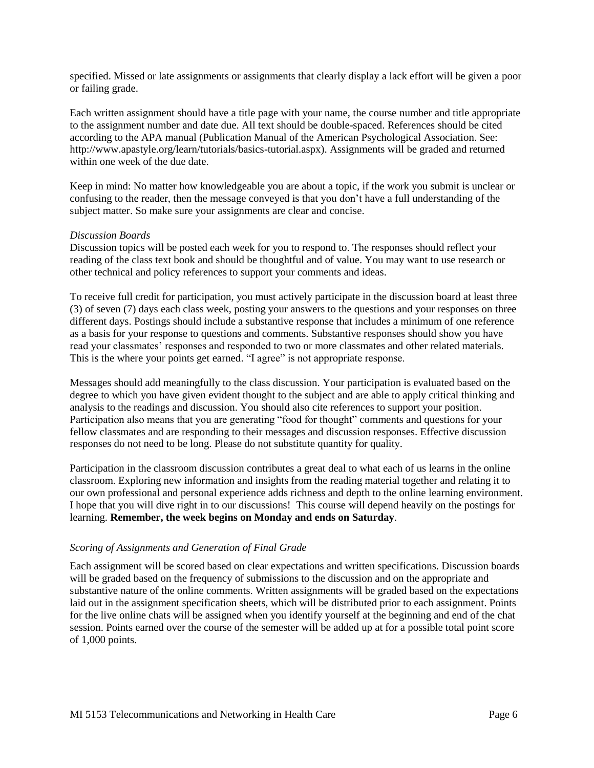specified. Missed or late assignments or assignments that clearly display a lack effort will be given a poor or failing grade.

Each written assignment should have a title page with your name, the course number and title appropriate to the assignment number and date due. All text should be double-spaced. References should be cited according to the APA manual (Publication Manual of the American Psychological Association. See: http://www.apastyle.org/learn/tutorials/basics-tutorial.aspx). Assignments will be graded and returned within one week of the due date.

Keep in mind: No matter how knowledgeable you are about a topic, if the work you submit is unclear or confusing to the reader, then the message conveyed is that you don't have a full understanding of the subject matter. So make sure your assignments are clear and concise.

*Discussion Boards*

Discussion topics will be posted each week for you to respond to. The responses should reflect your reading of the class text book and should be thoughtful and of value. You may want to use research or other technical and policy references to support your comments and ideas.

To receive full credit for participation, you must actively participate in the discussion board at least three (3) of seven (7) days each class week, posting your answers to the questions and your responses on three different days. Postings should include a substantive response that includes a minimum of one reference as a basis for your response to questions and comments. Substantive responses should show you have read your classmates' responses and responded to two or more classmates and other related materials. This is the where your points get earned. "I agree" is not appropriate response.

Messages should add meaningfully to the class discussion. Your participation is evaluated based on the degree to which you have given evident thought to the subject and are able to apply critical thinking and analysis to the readings and discussion. You should also cite references to support your position. Participation also means that you are generating "food for thought" comments and questions for your fellow classmates and are responding to their messages and discussion responses. Effective discussion responses do not need to be long. Please do not substitute quantity for quality.

Participation in the classroom discussion contributes a great deal to what each of us learns in the online classroom. Exploring new information and insights from the reading material together and relating it to our own professional and personal experience adds richness and depth to the online learning environment. I hope that you will dive right in to our discussions! This course will depend heavily on the postings for learning. **Remember, the week begins on Monday and ends on Saturday**.

*Scoring of Assignments and Generation of Final Grade*

Each assignment will be scored based on clear expectations and written specifications. Discussion boards will be graded based on the frequency of submissions to the discussion and on the appropriate and substantive nature of the online comments. Written assignments will be graded based on the expectations laid out in the assignment specification sheets, which will be distributed prior to each assignment. Points for the live online chats will be assigned when you identify yourself at the beginning and end of the chat session. Points earned over the course of the semester will be added up at for a possible total point score of 1,000 points.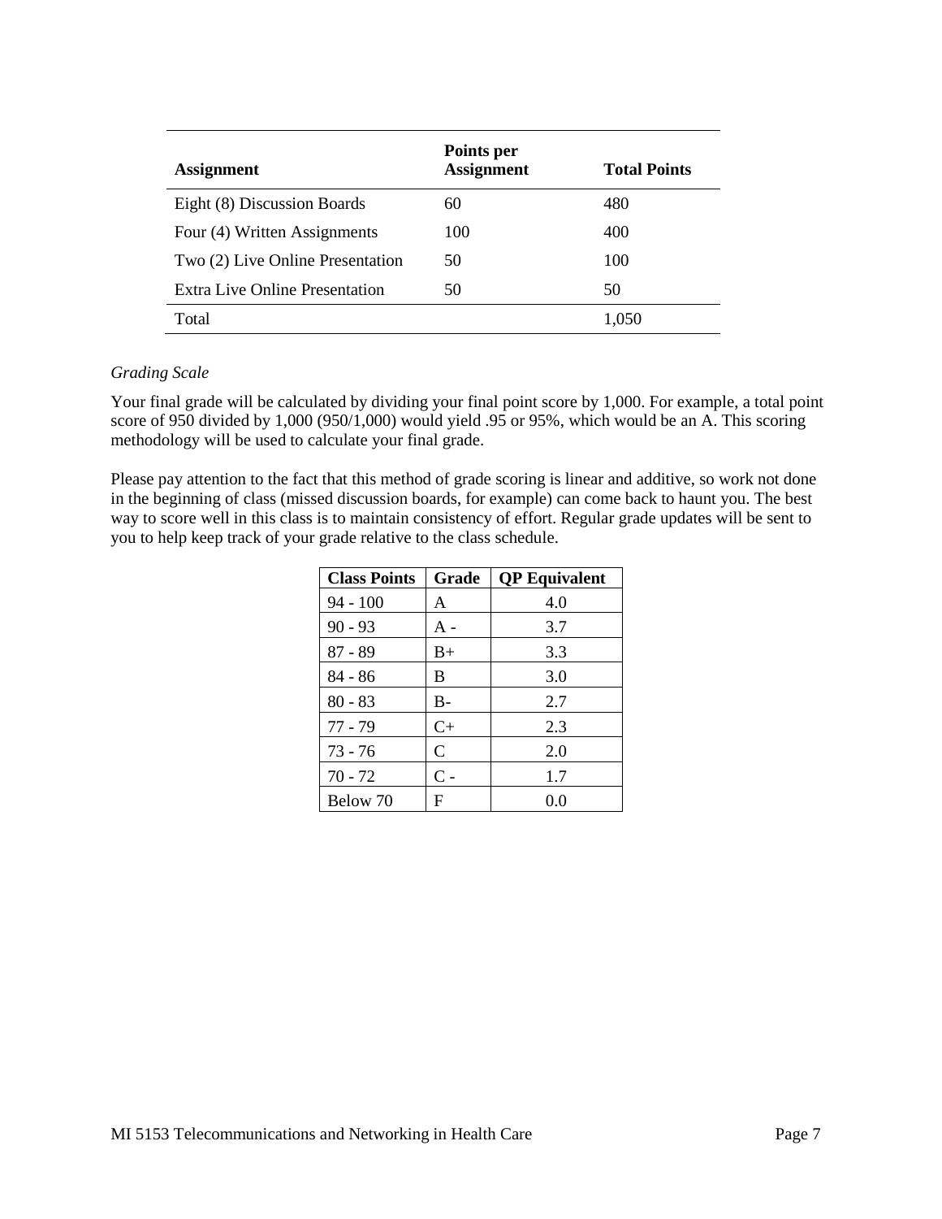| Assignment | Points per Assignment | Total Points |
|---|---|---|
| Eight (8) Discussion Boards | 60 | 480 |
| Four (4) Written Assignments | 100 | 400 |
| Two (2) Live Online Presentation | 50 | 100 |
| Extra Live Online Presentation | 50 | 50 |
| Total | | 1,050 |

*Grading Scale*

Your final grade will be calculated by dividing your final point score by 1,000. For example, a total point score of 950 divided by 1,000 (950/1,000) would yield .95 or 95%, which would be an A. This scoring methodology will be used to calculate your final grade.

Please pay attention to the fact that this method of grade scoring is linear and additive, so work not done in the beginning of class (missed discussion boards, for example) can come back to haunt you. The best way to score well in this class is to maintain consistency of effort. Regular grade updates will be sent to you to help keep track of your grade relative to the class schedule.

| Class Points | Grade | QP Equivalent |
|---|---|---|
| 94 - 100 | A | 4.0 |
| 90 - 93 | A - | 3.7 |
| 87 - 89 | B+ | 3.3 |
| 84 - 86 | B | 3.0 |
| 80 - 83 | B- | 2.7 |
| 77 - 79 | C+ | 2.3 |
| 73 - 76 | C | 2.0 |
| 70 - 72 | C - | 1.7 |
| Below 70 | F | 0.0 |